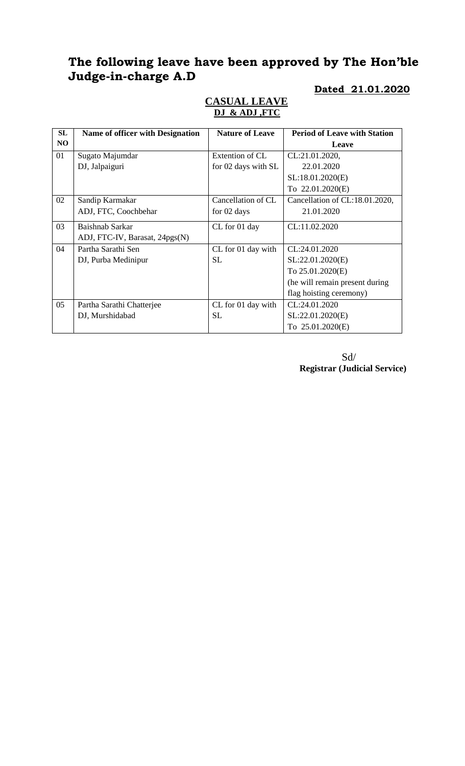# The following leave have been approved by The Hon'ble Judge-in-charge A.D

**Dated 21.01.2020**

## CASUAL LEAVE
### DJ & ADJ ,FTC

| SL NO | Name of officer with Designation | Nature of Leave | Period of Leave with Station Leave |
|---|---|---|---|
| 01 | Sugato Majumdar<br>DJ, Jalpaiguri | Extention of CL for 02 days with SL | CL:21.01.2020, 22.01.2020<br>SL:18.01.2020(E) To 22.01.2020(E) |
| 02 | Sandip Karmakar<br>ADJ, FTC, Coochbehar | Cancellation of CL for 02 days | Cancellation of CL:18.01.2020, 21.01.2020 |
| 03 | Baishnab Sarkar<br>ADJ, FTC-IV, Barasat, 24pgs(N) | CL for 01 day | CL:11.02.2020 |
| 04 | Partha Sarathi Sen<br>DJ, Purba Medinipur | CL for 01 day with SL | CL:24.01.2020<br>SL:22.01.2020(E) To 25.01.2020(E)<br>(he will remain present during flag hoisting ceremony) |
| 05 | Partha Sarathi Chatterjee<br>DJ, Murshidabad | CL for 01 day with SL | CL:24.01.2020<br>SL:22.01.2020(E) To 25.01.2020(E) |

Sd/

**Registrar (Judicial Service)**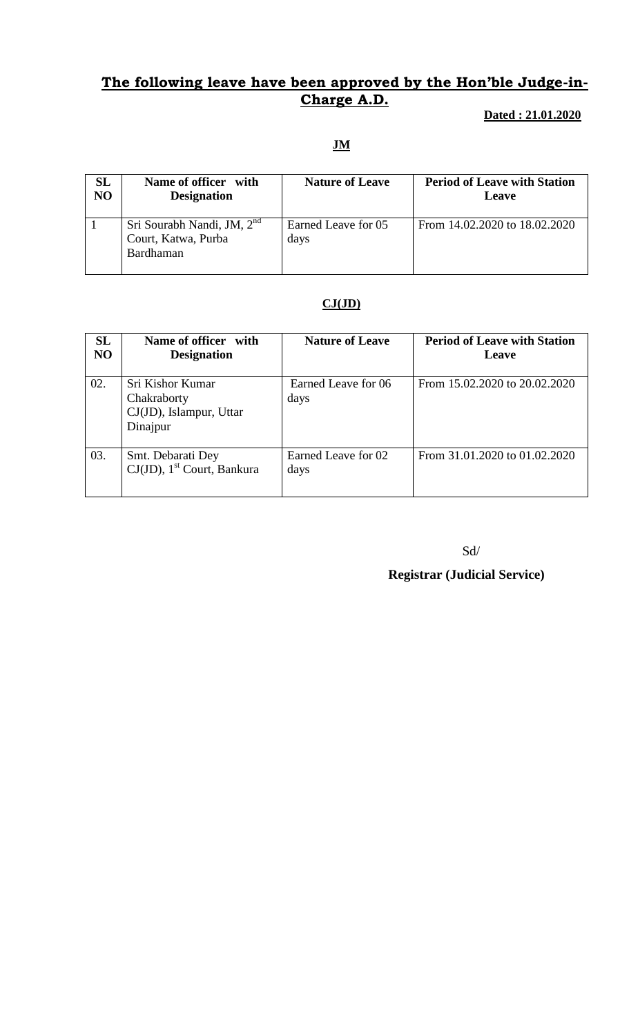## **The following leave have been approved by the Hon'ble Judge-in-Charge A.D.**

**Dated : 21.01.2020**

### **JM**

| SL NO | Name of officer with Designation | Nature of Leave | Period of Leave with Station Leave |
|---|---|---|---|
| 1 | Sri Sourabh Nandi, JM, 2nd Court, Katwa, Purba Bardhaman | Earned Leave for 05 days | From 14.02.2020 to 18.02.2020 |

### **CJ(JD)**

| SL NO | Name of officer with Designation | Nature of Leave | Period of Leave with Station Leave |
|---|---|---|---|
| 02. | Sri Kishor Kumar Chakraborty CJ(JD), Islampur, Uttar Dinajpur | Earned Leave for 06 days | From 15.02.2020 to 20.02.2020 |
| 03. | Smt. Debarati Dey CJ(JD), 1st Court, Bankura | Earned Leave for 02 days | From 31.01.2020 to 01.02.2020 |

Sd/

**Registrar (Judicial Service)**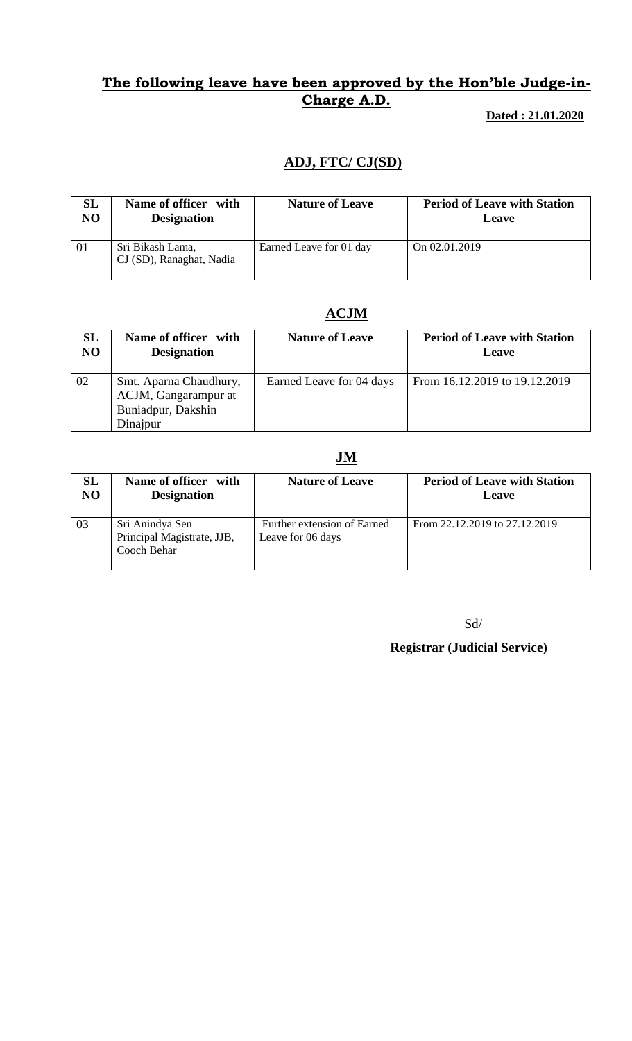## The following leave have been approved by the Hon'ble Judge-in-Charge A.D.

**Dated : 21.01.2020**

### ADJ, FTC/ CJ(SD)

| SL NO | Name of officer with Designation | Nature of Leave | Period of Leave with Station Leave |
|---|---|---|---|
| 01 | Sri Bikash Lama, CJ (SD), Ranaghat, Nadia | Earned Leave for 01 day | On 02.01.2019 |

### ACJM

| SL NO | Name of officer with Designation | Nature of Leave | Period of Leave with Station Leave |
|---|---|---|---|
| 02 | Smt. Aparna Chaudhury, ACJM, Gangarampur at Buniadpur, Dakshin Dinajpur | Earned Leave for 04 days | From 16.12.2019 to 19.12.2019 |

### JM

| SL NO | Name of officer with Designation | Nature of Leave | Period of Leave with Station Leave |
|---|---|---|---|
| 03 | Sri Anindya Sen Principal Magistrate, JJB, Cooch Behar | Further extension of Earned Leave for 06 days | From 22.12.2019 to 27.12.2019 |

Sd/

**Registrar (Judicial Service)**